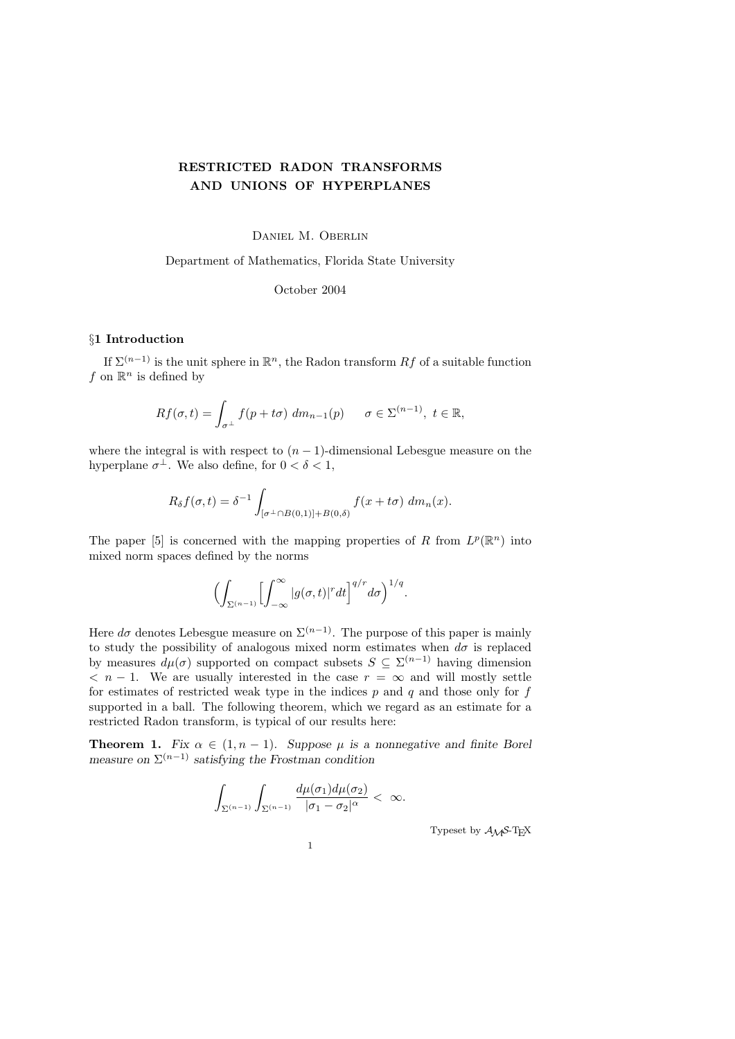# RESTRICTED RADON TRANSFORMS AND UNIONS OF HYPERPLANES

Daniel M. Oberlin

Department of Mathematics, Florida State University

October 2004

## §1 Introduction

If $\Sigma^{(n-1)}$ is the unit sphere in $\mathbb{R}^n$, the Radon transform $Rf$ of a suitable function $f$ on $\mathbb{R}^n$ is defined by

$$Rf(\sigma, t) = \int_{\sigma^\perp} f(p + t\sigma)\ dm_{n-1}(p) \qquad \sigma \in \Sigma^{(n-1)},\ t \in \mathbb{R},$$

where the integral is with respect to $(n-1)$-dimensional Lebesgue measure on the hyperplane $\sigma^\perp$. We also define, for $0 < \delta < 1$,

$$R_\delta f(\sigma, t) = \delta^{-1} \int_{[\sigma^\perp \cap B(0,1)] + B(0,\delta)} f(x + t\sigma)\ dm_n(x).$$

The paper [5] is concerned with the mapping properties of $R$ from $L^p(\mathbb{R}^n)$ into mixed norm spaces defined by the norms

$$\Big( \int_{\Sigma^{(n-1)}} \Big[ \int_{-\infty}^{\infty} |g(\sigma, t)|^r dt \Big]^{q/r} d\sigma \Big)^{1/q}.$$

Here $d\sigma$ denotes Lebesgue measure on $\Sigma^{(n-1)}$. The purpose of this paper is mainly to study the possibility of analogous mixed norm estimates when $d\sigma$ is replaced by measures $d\mu(\sigma)$ supported on compact subsets $S \subseteq \Sigma^{(n-1)}$ having dimension $< n-1$. We are usually interested in the case $r = \infty$ and will mostly settle for estimates of restricted weak type in the indices $p$ and $q$ and those only for $f$ supported in a ball. The following theorem, which we regard as an estimate for a restricted Radon transform, is typical of our results here:

**Theorem 1.** *Fix $\alpha \in (1, n-1)$. Suppose $\mu$ is a nonnegative and finite Borel measure on $\Sigma^{(n-1)}$ satisfying the Frostman condition*

$$\int_{\Sigma^{(n-1)}} \int_{\Sigma^{(n-1)}} \frac{d\mu(\sigma_1) d\mu(\sigma_2)}{|\sigma_1 - \sigma_2|^\alpha} < \infty.$$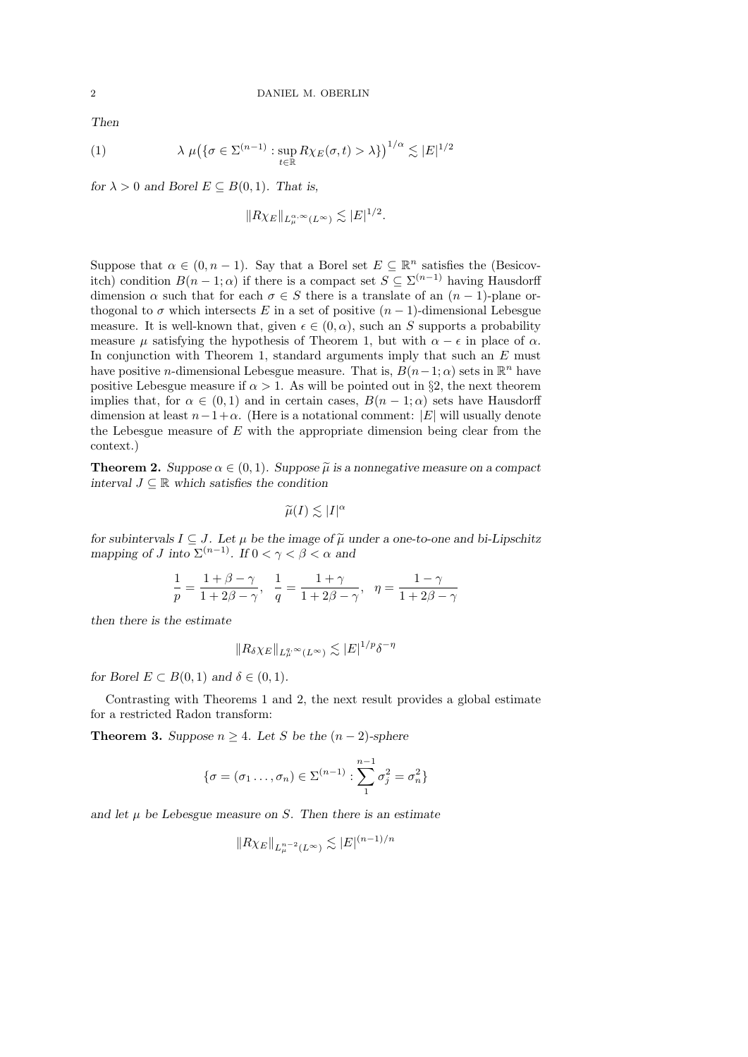*Then*

$$\lambda \, \mu\big(\{\sigma \in \Sigma^{(n-1)} : \sup_{t\in\mathbb{R}} R\chi_E(\sigma,t) > \lambda\}\big)^{1/\alpha} \lesssim |E|^{1/2} \tag{1}$$

*for $\lambda > 0$ and Borel $E \subseteq B(0,1)$. That is,*

$$\|R\chi_E\|_{L^{\alpha,\infty}_\mu(L^\infty)} \lesssim |E|^{1/2}.$$

Suppose that $\alpha \in (0, n-1)$. Say that a Borel set $E \subseteq \mathbb{R}^n$ satisfies the (Besicovitch) condition $B(n-1;\alpha)$ if there is a compact set $S \subseteq \Sigma^{(n-1)}$ having Hausdorff dimension $\alpha$ such that for each $\sigma \in S$ there is a translate of an $(n-1)$-plane orthogonal to $\sigma$ which intersects $E$ in a set of positive $(n-1)$-dimensional Lebesgue measure. It is well-known that, given $\epsilon \in (0,\alpha)$, such an $S$ supports a probability measure $\mu$ satisfying the hypothesis of Theorem 1, but with $\alpha - \epsilon$ in place of $\alpha$. In conjunction with Theorem 1, standard arguments imply that such an $E$ must have positive $n$-dimensional Lebesgue measure. That is, $B(n-1;\alpha)$ sets in $\mathbb{R}^n$ have positive Lebesgue measure if $\alpha > 1$. As will be pointed out in §2, the next theorem implies that, for $\alpha \in (0,1)$ and in certain cases, $B(n-1;\alpha)$ sets have Hausdorff dimension at least $n-1+\alpha$. (Here is a notational comment: $|E|$ will usually denote the Lebesgue measure of $E$ with the appropriate dimension being clear from the context.)

**Theorem 2.** *Suppose $\alpha \in (0,1)$. Suppose $\widetilde{\mu}$ is a nonnegative measure on a compact interval $J \subseteq \mathbb{R}$ which satisfies the condition*

$$\widetilde{\mu}(I) \lesssim |I|^\alpha$$

*for subintervals $I \subseteq J$. Let $\mu$ be the image of $\widetilde{\mu}$ under a one-to-one and bi-Lipschitz mapping of $J$ into $\Sigma^{(n-1)}$. If $0 < \gamma < \beta < \alpha$ and*

$$\frac{1}{p} = \frac{1+\beta-\gamma}{1+2\beta-\gamma}, \quad \frac{1}{q} = \frac{1+\gamma}{1+2\beta-\gamma}, \quad \eta = \frac{1-\gamma}{1+2\beta-\gamma}$$

*then there is the estimate*

$$\|R_\delta \chi_E\|_{L^{q,\infty}_\mu(L^\infty)} \lesssim |E|^{1/p}\delta^{-\eta}$$

*for Borel $E \subset B(0,1)$ and $\delta \in (0,1)$.*

Contrasting with Theorems 1 and 2, the next result provides a global estimate for a restricted Radon transform:

**Theorem 3.** *Suppose $n \geq 4$. Let $S$ be the $(n-2)$-sphere*

$$\{\sigma = (\sigma_1 \dots, \sigma_n) \in \Sigma^{(n-1)} : \sum_1^{n-1} \sigma_j^2 = \sigma_n^2\}$$

*and let $\mu$ be Lebesgue measure on $S$. Then there is an estimate*

$$\|R\chi_E\|_{L^{n-2}_\mu(L^\infty)} \lesssim |E|^{(n-1)/n}$$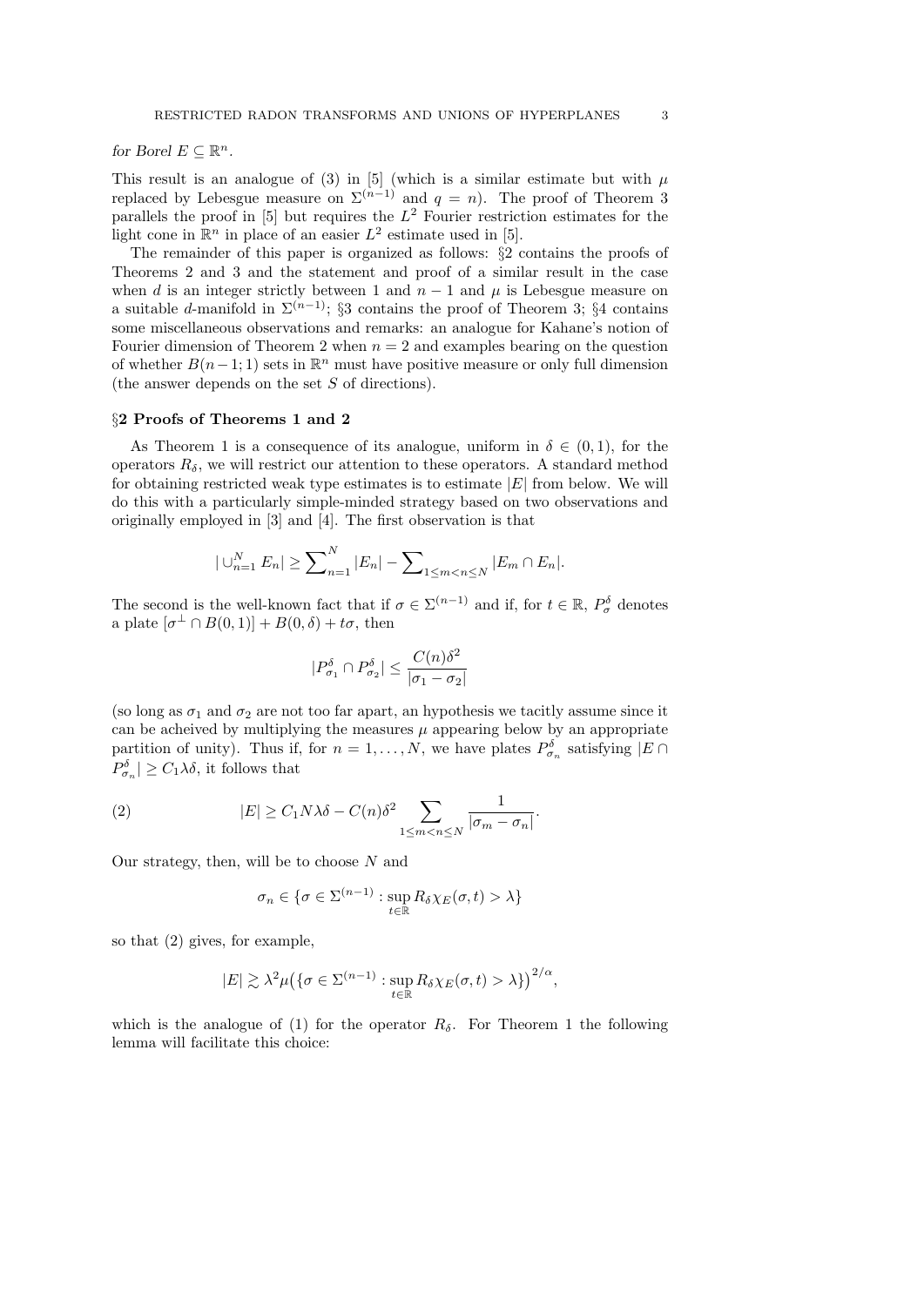*for Borel $E \subseteq \mathbb{R}^n$.*

This result is an analogue of (3) in [5] (which is a similar estimate but with $\mu$ replaced by Lebesgue measure on $\Sigma^{(n-1)}$ and $q = n$). The proof of Theorem 3 parallels the proof in [5] but requires the $L^2$ Fourier restriction estimates for the light cone in $\mathbb{R}^n$ in place of an easier $L^2$ estimate used in [5].

The remainder of this paper is organized as follows: §2 contains the proofs of Theorems 2 and 3 and the statement and proof of a similar result in the case when $d$ is an integer strictly between 1 and $n-1$ and $\mu$ is Lebesgue measure on a suitable $d$-manifold in $\Sigma^{(n-1)}$; §3 contains the proof of Theorem 3; §4 contains some miscellaneous observations and remarks: an analogue for Kahane's notion of Fourier dimension of Theorem 2 when $n = 2$ and examples bearing on the question of whether $B(n-1;1)$ sets in $\mathbb{R}^n$ must have positive measure or only full dimension (the answer depends on the set $S$ of directions).

## §2 Proofs of Theorems 1 and 2

As Theorem 1 is a consequence of its analogue, uniform in $\delta \in (0,1)$, for the operators $R_\delta$, we will restrict our attention to these operators. A standard method for obtaining restricted weak type estimates is to estimate $|E|$ from below. We will do this with a particularly simple-minded strategy based on two observations and originally employed in [3] and [4]. The first observation is that

$$| \cup_{n=1}^{N} E_n| \geq \sum_{n=1}^{N} |E_n| - \sum_{1 \leq m < n \leq N} |E_m \cap E_n|.$$

The second is the well-known fact that if $\sigma \in \Sigma^{(n-1)}$ and if, for $t \in \mathbb{R}$, $P_\sigma^\delta$ denotes a plate $[\sigma^\perp \cap B(0,1)] + B(0,\delta) + t\sigma$, then

$$|P_{\sigma_1}^\delta \cap P_{\sigma_2}^\delta| \leq \frac{C(n)\delta^2}{|\sigma_1 - \sigma_2|}$$

(so long as $\sigma_1$ and $\sigma_2$ are not too far apart, an hypothesis we tacitly assume since it can be acheived by multiplying the measures $\mu$ appearing below by an appropriate partition of unity). Thus if, for $n = 1, \ldots, N$, we have plates $P_{\sigma_n}^\delta$ satisfying $|E \cap P_{\sigma_n}^\delta| \geq C_1 \lambda \delta$, it follows that

$$|E| \geq C_1 N \lambda \delta - C(n)\delta^2 \sum_{1 \leq m < n \leq N} \frac{1}{|\sigma_m - \sigma_n|}. \tag{2}$$

Our strategy, then, will be to choose $N$ and

$$\sigma_n \in \{\sigma \in \Sigma^{(n-1)} : \sup_{t \in \mathbb{R}} R_\delta \chi_E(\sigma, t) > \lambda\}$$

so that (2) gives, for example,

$$|E| \gtrsim \lambda^2 \mu\big(\{\sigma \in \Sigma^{(n-1)} : \sup_{t \in \mathbb{R}} R_\delta \chi_E(\sigma, t) > \lambda\}\big)^{2/\alpha},$$

which is the analogue of (1) for the operator $R_\delta$. For Theorem 1 the following lemma will facilitate this choice: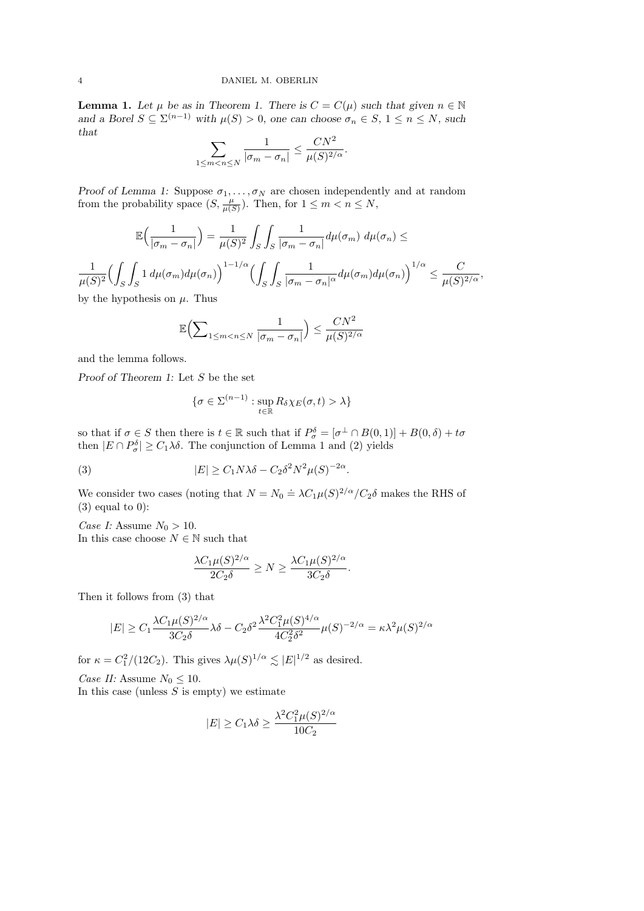**Lemma 1.** *Let $\mu$ be as in Theorem 1. There is $C = C(\mu)$ such that given $n \in \mathbb{N}$ and a Borel $S \subseteq \Sigma^{(n-1)}$ with $\mu(S) > 0$, one can choose $\sigma_n \in S$, $1 \leq n \leq N$, such that*

$$\sum_{1 \leq m < n \leq N} \frac{1}{|\sigma_m - \sigma_n|} \leq \frac{CN^2}{\mu(S)^{2/\alpha}}.$$

*Proof of Lemma 1:* Suppose $\sigma_1, \ldots, \sigma_N$ are chosen independently and at random from the probability space $(S, \frac{\mu}{\mu(S)})$. Then, for $1 \leq m < n \leq N$,

$$\mathbb{E}\Big(\frac{1}{|\sigma_m - \sigma_n|}\Big) = \frac{1}{\mu(S)^2} \int_S \int_S \frac{1}{|\sigma_m - \sigma_n|} d\mu(\sigma_m)\; d\mu(\sigma_n) \leq$$

$$\frac{1}{\mu(S)^2} \Big(\int_S \int_S 1 \; d\mu(\sigma_m) d\mu(\sigma_n)\Big)^{1-1/\alpha} \Big(\int_S \int_S \frac{1}{|\sigma_m - \sigma_n|^\alpha} d\mu(\sigma_m) d\mu(\sigma_n)\Big)^{1/\alpha} \leq \frac{C}{\mu(S)^{2/\alpha}},$$

by the hypothesis on $\mu$. Thus

$$\mathbb{E}\Big(\sum\nolimits_{1 \leq m < n \leq N} \frac{1}{|\sigma_m - \sigma_n|}\Big) \leq \frac{CN^2}{\mu(S)^{2/\alpha}}$$

and the lemma follows.

*Proof of Theorem 1:* Let $S$ be the set

$$\{\sigma \in \Sigma^{(n-1)} : \sup_{t \in \mathbb{R}} R_\delta \chi_E(\sigma, t) > \lambda\}$$

so that if $\sigma \in S$ then there is $t \in \mathbb{R}$ such that if $P_\sigma^\delta = [\sigma^\perp \cap B(0,1)] + B(0, \delta) + t\sigma$ then $|E \cap P_\sigma^\delta| \geq C_1 \lambda \delta$. The conjunction of Lemma 1 and (2) yields

$$|E| \geq C_1 N \lambda \delta - C_2 \delta^2 N^2 \mu(S)^{-2\alpha}. \tag{3}$$

We consider two cases (noting that $N = N_0 \doteq \lambda C_1 \mu(S)^{2/\alpha} / C_2 \delta$ makes the RHS of (3) equal to 0):

*Case I:* Assume $N_0 > 10$.
In this case choose $N \in \mathbb{N}$ such that

$$\frac{\lambda C_1 \mu(S)^{2/\alpha}}{2 C_2 \delta} \geq N \geq \frac{\lambda C_1 \mu(S)^{2/\alpha}}{3 C_2 \delta}.$$

Then it follows from (3) that

$$|E| \geq C_1 \frac{\lambda C_1 \mu(S)^{2/\alpha}}{3 C_2 \delta} \lambda \delta - C_2 \delta^2 \frac{\lambda^2 C_1^2 \mu(S)^{4/\alpha}}{4 C_2^2 \delta^2} \mu(S)^{-2/\alpha} = \kappa \lambda^2 \mu(S)^{2/\alpha}$$

for $\kappa = C_1^2/(12 C_2)$. This gives $\lambda \mu(S)^{1/\alpha} \lesssim |E|^{1/2}$ as desired.

*Case II:* Assume $N_0 \leq 10$.
In this case (unless $S$ is empty) we estimate

$$|E| \geq C_1 \lambda \delta \geq \frac{\lambda^2 C_1^2 \mu(S)^{2/\alpha}}{10 C_2}$$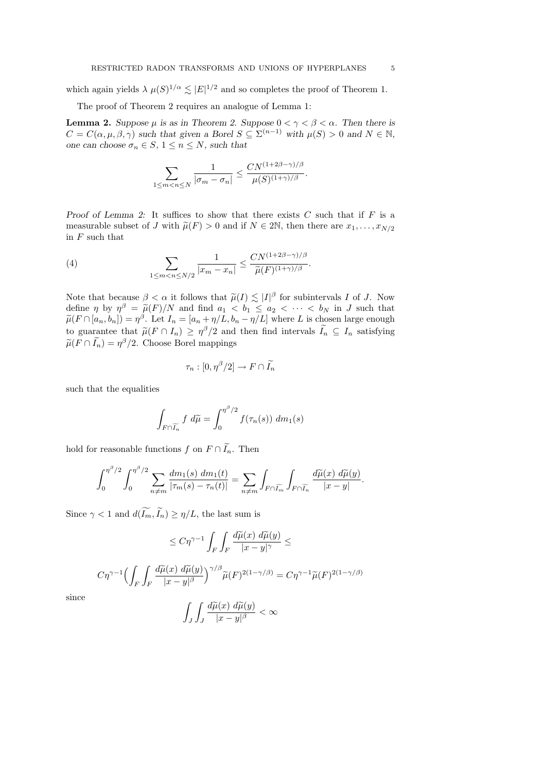which again yields $\lambda\, \mu(S)^{1/\alpha} \lesssim |E|^{1/2}$ and so completes the proof of Theorem 1.

The proof of Theorem 2 requires an analogue of Lemma 1:

**Lemma 2.** *Suppose $\mu$ is as in Theorem 2. Suppose $0 < \gamma < \beta < \alpha$. Then there is $C = C(\alpha, \mu, \beta, \gamma)$ such that given a Borel $S \subseteq \Sigma^{(n-1)}$ with $\mu(S) > 0$ and $N \in \mathbb{N}$, one can choose $\sigma_n \in S$, $1 \leq n \leq N$, such that*

$$\sum_{1 \leq m < n \leq N} \frac{1}{|\sigma_m - \sigma_n|} \leq \frac{C N^{(1+2\beta-\gamma)/\beta}}{\mu(S)^{(1+\gamma)/\beta}}.$$

*Proof of Lemma 2:* It suffices to show that there exists $C$ such that if $F$ is a measurable subset of $J$ with $\widetilde{\mu}(F) > 0$ and if $N \in 2\mathbb{N}$, then there are $x_1, \dots, x_{N/2}$ in $F$ such that

$$\sum_{1 \leq m < n \leq N/2} \frac{1}{|x_m - x_n|} \leq \frac{C N^{(1+2\beta-\gamma)/\beta}}{\widetilde{\mu}(F)^{(1+\gamma)/\beta}}. \tag{4}$$

Note that because $\beta < \alpha$ it follows that $\widetilde{\mu}(I) \lesssim |I|^\beta$ for subintervals $I$ of $J$. Now define $\eta$ by $\eta^\beta = \widetilde{\mu}(F)/N$ and find $a_1 < b_1 \leq a_2 < \cdots < b_N$ in $J$ such that $\widetilde{\mu}(F \cap [a_n, b_n]) = \eta^\beta$. Let $I_n = [a_n + \eta/L, b_n - \eta/L]$ where $L$ is chosen large enough to guarantee that $\widetilde{\mu}(F \cap I_n) \geq \eta^\beta/2$ and then find intervals $\widetilde{I_n} \subseteq I_n$ satisfying $\widetilde{\mu}(F \cap \widetilde{I_n}) = \eta^\beta/2$. Choose Borel mappings

$$\tau_n : [0, \eta^\beta/2] \to F \cap \widetilde{I_n}$$

such that the equalities

$$\int_{F \cap \widetilde{I_n}} f \, d\widetilde{\mu} = \int_0^{\eta^\beta/2} f(\tau_n(s)) \, dm_1(s)$$

hold for reasonable functions $f$ on $F \cap \widetilde{I_n}$. Then

$$\int_0^{\eta^\beta/2} \int_0^{\eta^\beta/2} \sum_{n \neq m} \frac{dm_1(s)\, dm_1(t)}{|\tau_m(s) - \tau_n(t)|} = \sum_{n \neq m} \int_{F \cap \widetilde{I_m}} \int_{F \cap \widetilde{I_n}} \frac{d\widetilde{\mu}(x)\, d\widetilde{\mu}(y)}{|x - y|}.$$

Since $\gamma < 1$ and $d(\widetilde{I_m}, \widetilde{I_n}) \geq \eta/L$, the last sum is

$$\leq C\eta^{\gamma-1} \int_F \int_F \frac{d\widetilde{\mu}(x)\, d\widetilde{\mu}(y)}{|x-y|^\gamma} \leq$$

$$C\eta^{\gamma-1} \Big( \int_F \int_F \frac{d\widetilde{\mu}(x)\, d\widetilde{\mu}(y)}{|x-y|^\beta} \Big)^{\gamma/\beta} \widetilde{\mu}(F)^{2(1-\gamma/\beta)} = C\eta^{\gamma-1} \widetilde{\mu}(F)^{2(1-\gamma/\beta)}$$

since

$$\int_J \int_J \frac{d\widetilde{\mu}(x)\, d\widetilde{\mu}(y)}{|x-y|^\beta} < \infty$$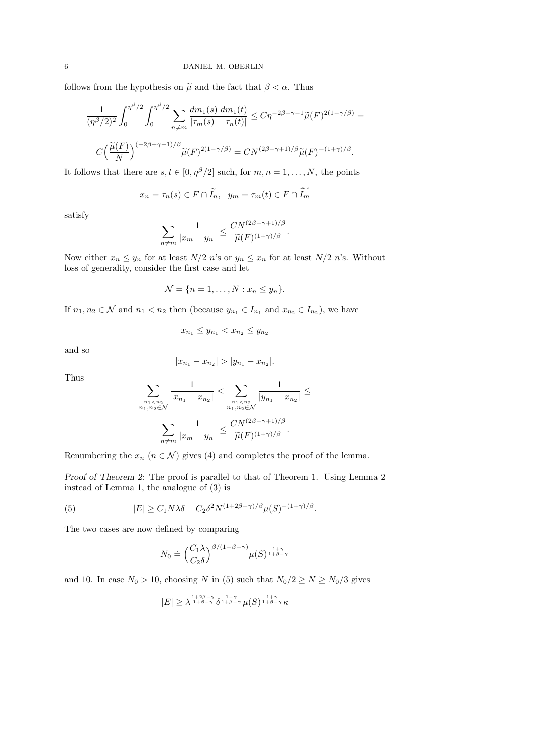follows from the hypothesis on $\widetilde{\mu}$ and the fact that $\beta < \alpha$. Thus

$$\frac{1}{(\eta^\beta/2)^2}\int_0^{\eta^\beta/2}\int_0^{\eta^\beta/2}\sum_{n\neq m}\frac{dm_1(s)\ dm_1(t)}{|\tau_m(s)-\tau_n(t)|}\leq C\eta^{-2\beta+\gamma-1}\widetilde{\mu}(F)^{2(1-\gamma/\beta)}=$$

$$C\Big(\frac{\widetilde{\mu}(F)}{N}\Big)^{(-2\beta+\gamma-1)/\beta}\widetilde{\mu}(F)^{2(1-\gamma/\beta)}=CN^{(2\beta-\gamma+1)/\beta}\widetilde{\mu}(F)^{-(1+\gamma)/\beta}.$$

It follows that there are $s,t\in[0,\eta^\beta/2]$ such, for $m,n=1,\dots,N$, the points

$$x_n=\tau_n(s)\in F\cap\widetilde{I_n},\quad y_m=\tau_m(t)\in F\cap\widetilde{I_m}$$

satisfy

$$\sum_{n\neq m}\frac{1}{|x_m-y_n|}\leq\frac{CN^{(2\beta-\gamma+1)/\beta}}{\widetilde{\mu}(F)^{(1+\gamma)/\beta}}.$$

Now either $x_n\leq y_n$ for at least $N/2$ $n$'s or $y_n\leq x_n$ for at least $N/2$ $n$'s. Without loss of generality, consider the first case and let

$$\mathcal{N}=\{n=1,\dots,N:x_n\leq y_n\}.$$

If $n_1,n_2\in\mathcal{N}$ and $n_1<n_2$ then (because $y_{n_1}\in I_{n_1}$ and $x_{n_2}\in I_{n_2}$), we have

$$x_{n_1}\leq y_{n_1}<x_{n_2}\leq y_{n_2}$$

and so

$$|x_{n_1}-x_{n_2}|>|y_{n_1}-x_{n_2}|.$$

Thus

$$\sum_{\substack{n_1<n_2\\ n_1,n_2\in\mathcal{N}}}\frac{1}{|x_{n_1}-x_{n_2}|}<\sum_{\substack{n_1<n_2\\ n_1,n_2\in\mathcal{N}}}\frac{1}{|y_{n_1}-x_{n_2}|}\leq$$

$$\sum_{n\neq m}\frac{1}{|x_m-y_n|}\leq\frac{CN^{(2\beta-\gamma+1)/\beta}}{\widetilde{\mu}(F)^{(1+\gamma)/\beta}}.$$

Renumbering the $x_n$ ($n\in\mathcal{N}$) gives (4) and completes the proof of the lemma.

*Proof of Theorem 2:* The proof is parallel to that of Theorem 1. Using Lemma 2 instead of Lemma 1, the analogue of (3) is

$$|E|\geq C_1N\lambda\delta-C_2\delta^2N^{(1+2\beta-\gamma)/\beta}\mu(S)^{-(1+\gamma)/\beta}. \tag{5}$$

The two cases are now defined by comparing

$$N_0\doteq\Big(\frac{C_1\lambda}{C_2\delta}\Big)^{\beta/(1+\beta-\gamma)}\mu(S)^{\frac{1+\gamma}{1+\beta-\gamma}}$$

and 10. In case $N_0>10$, choosing $N$ in (5) such that $N_0/2\geq N\geq N_0/3$ gives

$$|E|\geq\lambda^{\frac{1+2\beta-\gamma}{1+\beta-\gamma}}\delta^{\frac{1-\gamma}{1+\beta-\gamma}}\mu(S)^{\frac{1+\gamma}{1+\beta-\gamma}}\kappa$$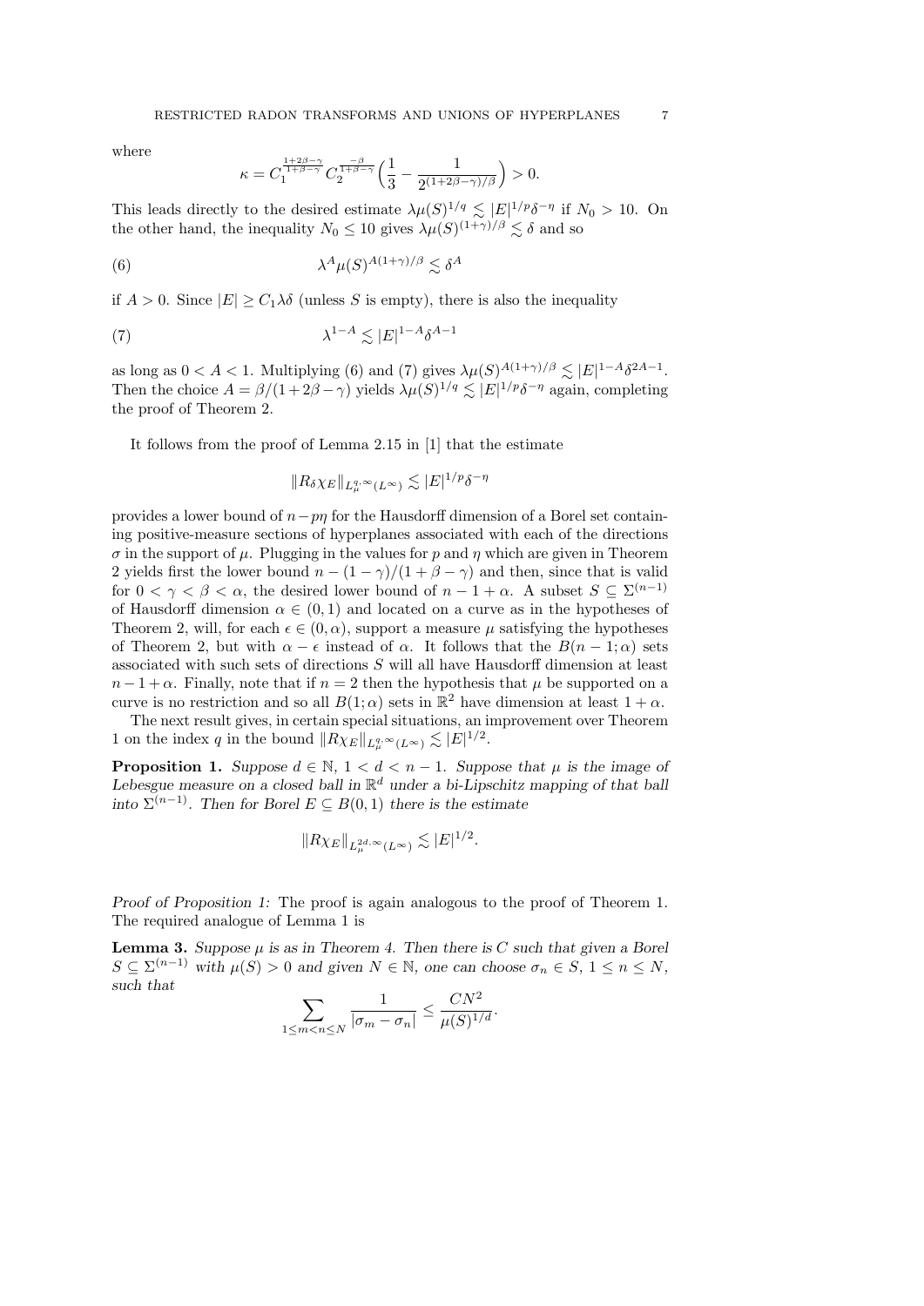where

$$\kappa = C_1^{\frac{1+2\beta-\gamma}{1+\beta-\gamma}} C_2^{\frac{-\beta}{1+\beta-\gamma}} \Big( \frac{1}{3} - \frac{1}{2^{(1+2\beta-\gamma)/\beta}} \Big) > 0.$$

This leads directly to the desired estimate $\lambda \mu(S)^{1/q} \lesssim |E|^{1/p} \delta^{-\eta}$ if $N_0 > 10$. On the other hand, the inequality $N_0 \leq 10$ gives $\lambda \mu(S)^{(1+\gamma)/\beta} \lesssim \delta$ and so

$$\lambda^A \mu(S)^{A(1+\gamma)/\beta} \lesssim \delta^A \tag{6}$$

if $A > 0$. Since $|E| \geq C_1 \lambda \delta$ (unless $S$ is empty), there is also the inequality

$$\lambda^{1-A} \lesssim |E|^{1-A} \delta^{A-1} \tag{7}$$

as long as $0 < A < 1$. Multiplying (6) and (7) gives $\lambda \mu(S)^{A(1+\gamma)/\beta} \lesssim |E|^{1-A} \delta^{2A-1}$. Then the choice $A = \beta/(1+2\beta-\gamma)$ yields $\lambda \mu(S)^{1/q} \lesssim |E|^{1/p} \delta^{-\eta}$ again, completing the proof of Theorem 2.

It follows from the proof of Lemma 2.15 in [1] that the estimate

$$\|R_\delta \chi_E\|_{L^{q,\infty}_\mu(L^\infty)} \lesssim |E|^{1/p} \delta^{-\eta}$$

provides a lower bound of $n - p\eta$ for the Hausdorff dimension of a Borel set containing positive-measure sections of hyperplanes associated with each of the directions $\sigma$ in the support of $\mu$. Plugging in the values for $p$ and $\eta$ which are given in Theorem 2 yields first the lower bound $n - (1-\gamma)/(1+\beta-\gamma)$ and then, since that is valid for $0 < \gamma < \beta < \alpha$, the desired lower bound of $n - 1 + \alpha$. A subset $S \subseteq \Sigma^{(n-1)}$ of Hausdorff dimension $\alpha \in (0,1)$ and located on a curve as in the hypotheses of Theorem 2, will, for each $\epsilon \in (0, \alpha)$, support a measure $\mu$ satisfying the hypotheses of Theorem 2, but with $\alpha - \epsilon$ instead of $\alpha$. It follows that the $B(n-1;\alpha)$ sets associated with such sets of directions $S$ will all have Hausdorff dimension at least $n - 1 + \alpha$. Finally, note that if $n = 2$ then the hypothesis that $\mu$ be supported on a curve is no restriction and so all $B(1;\alpha)$ sets in $\mathbb{R}^2$ have dimension at least $1 + \alpha$.

The next result gives, in certain special situations, an improvement over Theorem 1 on the index $q$ in the bound $\|R\chi_E\|_{L^{q,\infty}_\mu(L^\infty)} \lesssim |E|^{1/2}$.

**Proposition 1.** *Suppose $d \in \mathbb{N}$, $1 < d < n-1$. Suppose that $\mu$ is the image of Lebesgue measure on a closed ball in $\mathbb{R}^d$ under a bi-Lipschitz mapping of that ball into $\Sigma^{(n-1)}$. Then for Borel $E \subseteq B(0,1)$ there is the estimate*

$$\|R\chi_E\|_{L^{2d,\infty}_\mu(L^\infty)} \lesssim |E|^{1/2}.$$

*Proof of Proposition 1:* The proof is again analogous to the proof of Theorem 1. The required analogue of Lemma 1 is

**Lemma 3.** *Suppose $\mu$ is as in Theorem 4. Then there is $C$ such that given a Borel $S \subseteq \Sigma^{(n-1)}$ with $\mu(S) > 0$ and given $N \in \mathbb{N}$, one can choose $\sigma_n \in S$, $1 \leq n \leq N$, such that*

$$\sum_{1 \leq m < n \leq N} \frac{1}{|\sigma_m - \sigma_n|} \leq \frac{CN^2}{\mu(S)^{1/d}}.$$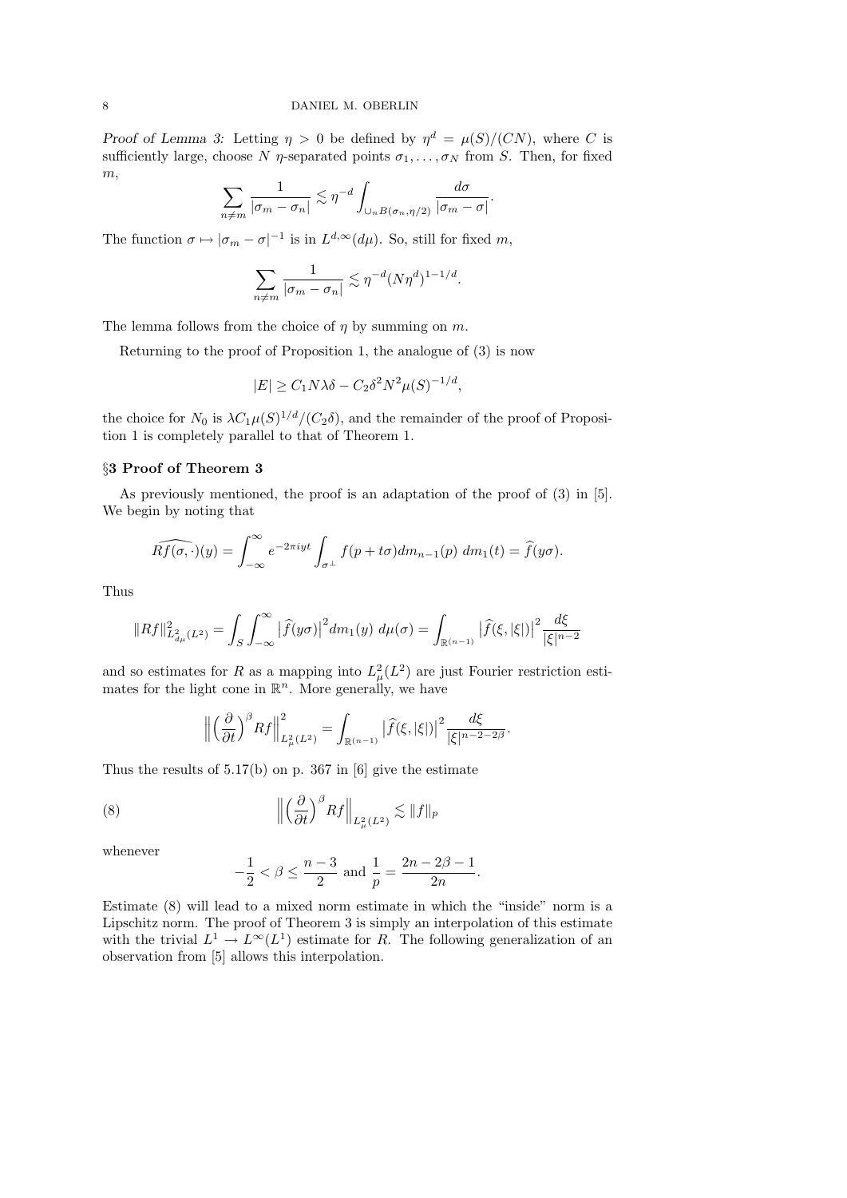*Proof of Lemma 3:* Letting $\eta > 0$ be defined by $\eta^d = \mu(S)/(CN)$, where $C$ is sufficiently large, choose $N$ $\eta$-separated points $\sigma_1, \dots, \sigma_N$ from $S$. Then, for fixed $m$,

$$\sum_{n \neq m} \frac{1}{|\sigma_m - \sigma_n|} \lesssim \eta^{-d} \int_{\cup_n B(\sigma_n, \eta/2)} \frac{d\sigma}{|\sigma_m - \sigma|}.$$

The function $\sigma \mapsto |\sigma_m - \sigma|^{-1}$ is in $L^{d,\infty}(d\mu)$. So, still for fixed $m$,

$$\sum_{n \neq m} \frac{1}{|\sigma_m - \sigma_n|} \lesssim \eta^{-d} (N\eta^d)^{1-1/d}.$$

The lemma follows from the choice of $\eta$ by summing on $m$.

Returning to the proof of Proposition 1, the analogue of (3) is now

$$|E| \geq C_1 N \lambda \delta - C_2 \delta^2 N^2 \mu(S)^{-1/d},$$

the choice for $N_0$ is $\lambda C_1 \mu(S)^{1/d}/(C_2 \delta)$, and the remainder of the proof of Proposition 1 is completely parallel to that of Theorem 1.

## §3 Proof of Theorem 3

As previously mentioned, the proof is an adaptation of the proof of (3) in [5]. We begin by noting that

$$\widehat{Rf(\sigma, \cdot)}(y) = \int_{-\infty}^{\infty} e^{-2\pi i y t} \int_{\sigma^\perp} f(p + t\sigma) dm_{n-1}(p)\ dm_1(t) = \widehat{f}(y\sigma).$$

Thus

$$\|Rf\|^2_{L^2_{d\mu}(L^2)} = \int_S \int_{-\infty}^{\infty} \left|\widehat{f}(y\sigma)\right|^2 dm_1(y)\ d\mu(\sigma) = \int_{\mathbb{R}^{(n-1)}} \left|\widehat{f}(\xi, |\xi|)\right|^2 \frac{d\xi}{|\xi|^{n-2}}$$

and so estimates for $R$ as a mapping into $L^2_\mu(L^2)$ are just Fourier restriction estimates for the light cone in $\mathbb{R}^n$. More generally, we have

$$\left\| \left(\frac{\partial}{\partial t}\right)^\beta Rf \right\|^2_{L^2_\mu(L^2)} = \int_{\mathbb{R}^{(n-1)}} \left|\widehat{f}(\xi, |\xi|)\right|^2 \frac{d\xi}{|\xi|^{n-2-2\beta}}.$$

Thus the results of 5.17(b) on p. 367 in [6] give the estimate

$$\left\| \left(\frac{\partial}{\partial t}\right)^\beta Rf \right\|_{L^2_\mu(L^2)} \lesssim \|f\|_p \tag{8}$$

whenever

$$-\frac{1}{2} < \beta \leq \frac{n-3}{2} \text{ and } \frac{1}{p} = \frac{2n - 2\beta - 1}{2n}.$$

Estimate (8) will lead to a mixed norm estimate in which the "inside" norm is a Lipschitz norm. The proof of Theorem 3 is simply an interpolation of this estimate with the trivial $L^1 \to L^\infty(L^1)$ estimate for $R$. The following generalization of an observation from [5] allows this interpolation.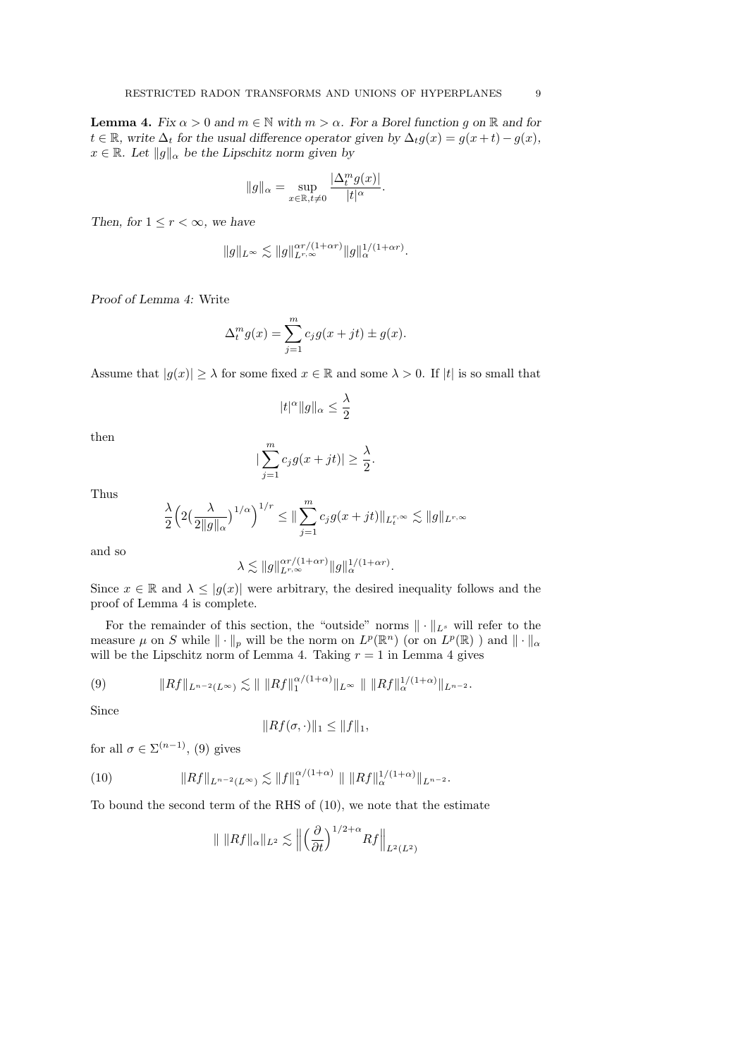**Lemma 4.** *Fix $\alpha > 0$ and $m \in \mathbb{N}$ with $m > \alpha$. For a Borel function $g$ on $\mathbb{R}$ and for $t \in \mathbb{R}$, write $\Delta_t$ for the usual difference operator given by $\Delta_t g(x) = g(x+t) - g(x)$, $x \in \mathbb{R}$. Let $\|g\|_\alpha$ be the Lipschitz norm given by*

$$\|g\|_\alpha = \sup_{x \in \mathbb{R}, t \neq 0} \frac{|\Delta_t^m g(x)|}{|t|^\alpha}.$$

*Then, for $1 \leq r < \infty$, we have*

$$\|g\|_{L^\infty} \lesssim \|g\|_{L^{r,\infty}}^{\alpha r/(1+\alpha r)} \|g\|_\alpha^{1/(1+\alpha r)}.$$

*Proof of Lemma 4:* Write

$$\Delta_t^m g(x) = \sum_{j=1}^m c_j g(x+jt) \pm g(x).$$

Assume that $|g(x)| \geq \lambda$ for some fixed $x \in \mathbb{R}$ and some $\lambda > 0$. If $|t|$ is so small that

$$|t|^\alpha \|g\|_\alpha \leq \frac{\lambda}{2}$$

then

$$\Big|\sum_{j=1}^m c_j g(x+jt)\Big| \geq \frac{\lambda}{2}.$$

Thus

$$\frac{\lambda}{2}\Big(2\big(\frac{\lambda}{2\|g\|_\alpha}\big)^{1/\alpha}\Big)^{1/r} \leq \Big\|\sum_{j=1}^m c_j g(x+jt)\Big\|_{L_t^{r,\infty}} \lesssim \|g\|_{L^{r,\infty}}$$

and so

$$\lambda \lesssim \|g\|_{L^{r,\infty}}^{\alpha r/(1+\alpha r)} \|g\|_\alpha^{1/(1+\alpha r)}.$$

Since $x \in \mathbb{R}$ and $\lambda \leq |g(x)|$ were arbitrary, the desired inequality follows and the proof of Lemma 4 is complete.

For the remainder of this section, the "outside" norms $\|\cdot\|_{L^s}$ will refer to the measure $\mu$ on $S$ while $\|\cdot\|_p$ will be the norm on $L^p(\mathbb{R}^n)$ (or on $L^p(\mathbb{R})$ ) and $\|\cdot\|_\alpha$ will be the Lipschitz norm of Lemma 4. Taking $r=1$ in Lemma 4 gives

$$\|Rf\|_{L^{n-2}(L^\infty)} \lesssim \| \, \|Rf\|_1^{\alpha/(1+\alpha)} \|_{L^\infty} \, \| \, \|Rf\|_\alpha^{1/(1+\alpha)} \|_{L^{n-2}}. \tag{9}$$

Since

$$\|Rf(\sigma, \cdot)\|_1 \leq \|f\|_1,$$

for all $\sigma \in \Sigma^{(n-1)}$, (9) gives

$$\|Rf\|_{L^{n-2}(L^\infty)} \lesssim \|f\|_1^{\alpha/(1+\alpha)} \, \| \, \|Rf\|_\alpha^{1/(1+\alpha)} \|_{L^{n-2}}. \tag{10}$$

To bound the second term of the RHS of (10), we note that the estimate

$$\| \, \|Rf\|_\alpha \|_{L^2} \lesssim \Big\| \Big(\frac{\partial}{\partial t}\Big)^{1/2+\alpha} Rf \Big\|_{L^2(L^2)}$$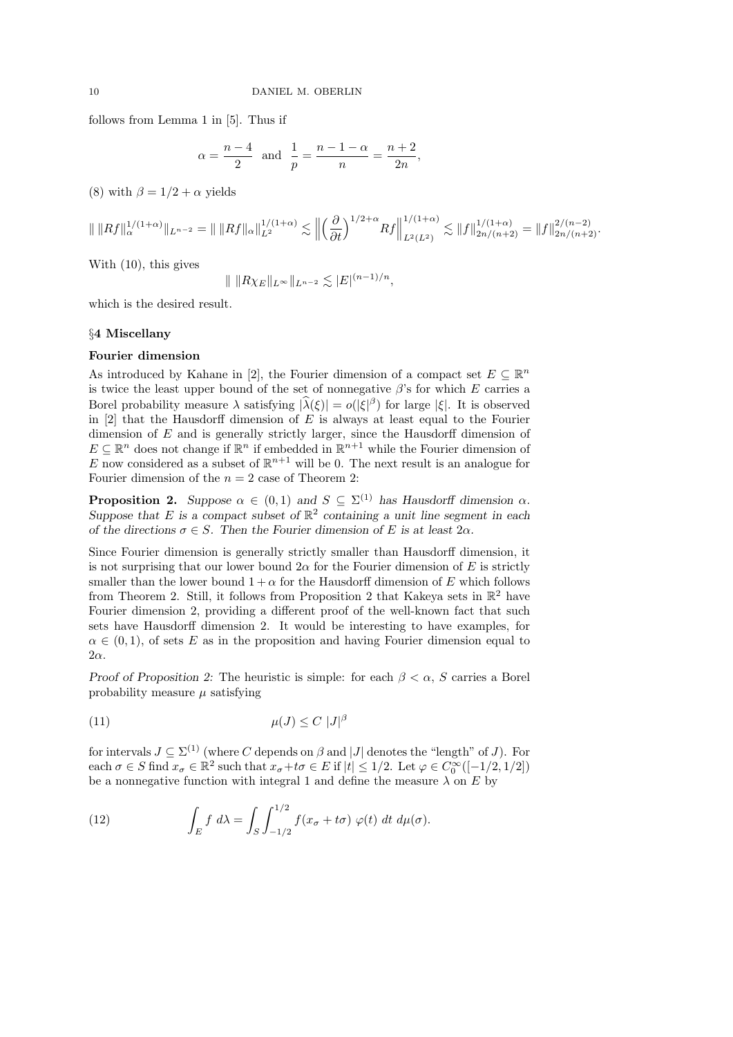follows from Lemma 1 in [5]. Thus if

$$\alpha = \frac{n-4}{2} \ \text{ and } \ \frac{1}{p} = \frac{n-1-\alpha}{n} = \frac{n+2}{2n},$$

(8) with $\beta = 1/2 + \alpha$ yields

$$\| \, \|Rf\|_{\alpha}^{1/(1+\alpha)} \|_{L^{n-2}} = \| \, \|Rf\|_{\alpha} \|_{L^2}^{1/(1+\alpha)} \lesssim \Big\| \Big( \frac{\partial}{\partial t} \Big)^{1/2+\alpha} Rf \Big\|_{L^2(L^2)}^{1/(1+\alpha)} \lesssim \|f\|_{2n/(n+2)}^{1/(1+\alpha)} = \|f\|_{2n/(n+2)}^{2/(n-2)}.$$

With (10), this gives

$$\| \, \|R\chi_E\|_{L^\infty} \|_{L^{n-2}} \lesssim |E|^{(n-1)/n},$$

which is the desired result.

## §4 Miscellany

### Fourier dimension

As introduced by Kahane in [2], the Fourier dimension of a compact set $E \subseteq \mathbb{R}^n$ is twice the least upper bound of the set of nonnegative $\beta$'s for which $E$ carries a Borel probability measure $\lambda$ satisfying $|\widehat{\lambda}(\xi)| = o(|\xi|^{\beta})$ for large $|\xi|$. It is observed in [2] that the Hausdorff dimension of $E$ is always at least equal to the Fourier dimension of $E$ and is generally strictly larger, since the Hausdorff dimension of $E \subseteq \mathbb{R}^n$ does not change if $\mathbb{R}^n$ if embedded in $\mathbb{R}^{n+1}$ while the Fourier dimension of $E$ now considered as a subset of $\mathbb{R}^{n+1}$ will be 0. The next result is an analogue for Fourier dimension of the $n=2$ case of Theorem 2:

**Proposition 2.** *Suppose $\alpha \in (0,1)$ and $S \subseteq \Sigma^{(1)}$ has Hausdorff dimension $\alpha$. Suppose that $E$ is a compact subset of $\mathbb{R}^2$ containing a unit line segment in each of the directions $\sigma \in S$. Then the Fourier dimension of $E$ is at least $2\alpha$.*

Since Fourier dimension is generally strictly smaller than Hausdorff dimension, it is not surprising that our lower bound $2\alpha$ for the Fourier dimension of $E$ is strictly smaller than the lower bound $1+\alpha$ for the Hausdorff dimension of $E$ which follows from Theorem 2. Still, it follows from Proposition 2 that Kakeya sets in $\mathbb{R}^2$ have Fourier dimension 2, providing a different proof of the well-known fact that such sets have Hausdorff dimension 2. It would be interesting to have examples, for $\alpha \in (0,1)$, of sets $E$ as in the proposition and having Fourier dimension equal to $2\alpha$.

*Proof of Proposition 2:* The heuristic is simple: for each $\beta < \alpha$, $S$ carries a Borel probability measure $\mu$ satisfying

$$\mu(J) \leq C \ |J|^{\beta} \tag{11}$$

for intervals $J \subseteq \Sigma^{(1)}$ (where $C$ depends on $\beta$ and $|J|$ denotes the "length" of $J$). For each $\sigma \in S$ find $x_\sigma \in \mathbb{R}^2$ such that $x_\sigma + t\sigma \in E$ if $|t| \leq 1/2$. Let $\varphi \in C_0^\infty([-1/2, 1/2])$ be a nonnegative function with integral 1 and define the measure $\lambda$ on $E$ by

$$\int_E f \ d\lambda = \int_S \int_{-1/2}^{1/2} f(x_\sigma + t\sigma) \ \varphi(t) \ dt \ d\mu(\sigma). \tag{12}$$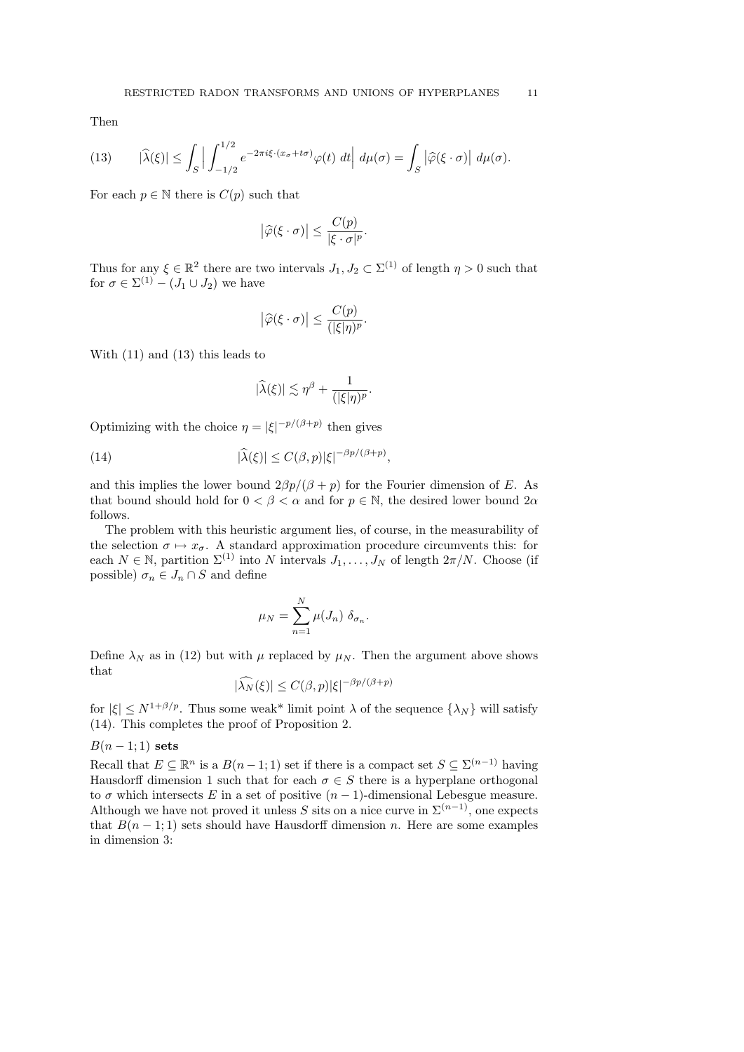Then

$$(13) \qquad |\widehat{\lambda}(\xi)| \leq \int_S \Big| \int_{-1/2}^{1/2} e^{-2\pi i \xi\cdot(x_\sigma + t\sigma)} \varphi(t)\ dt \Big|\ d\mu(\sigma) = \int_S \big|\widehat{\varphi}(\xi\cdot\sigma)\big|\ d\mu(\sigma).$$

For each $p \in \mathbb{N}$ there is $C(p)$ such that

$$\big|\widehat{\varphi}(\xi\cdot\sigma)\big| \leq \frac{C(p)}{|\xi\cdot\sigma|^p}.$$

Thus for any $\xi \in \mathbb{R}^2$ there are two intervals $J_1, J_2 \subset \Sigma^{(1)}$ of length $\eta > 0$ such that for $\sigma \in \Sigma^{(1)} - (J_1 \cup J_2)$ we have

$$\big|\widehat{\varphi}(\xi\cdot\sigma)\big| \leq \frac{C(p)}{(|\xi|\eta)^p}.$$

With (11) and (13) this leads to

$$|\widehat{\lambda}(\xi)| \lesssim \eta^\beta + \frac{1}{(|\xi|\eta)^p}.$$

Optimizing with the choice $\eta = |\xi|^{-p/(\beta+p)}$ then gives

$$(14) \qquad |\widehat{\lambda}(\xi)| \leq C(\beta, p)|\xi|^{-\beta p/(\beta+p)},$$

and this implies the lower bound $2\beta p/(\beta+p)$ for the Fourier dimension of $E$. As that bound should hold for $0 < \beta < \alpha$ and for $p \in \mathbb{N}$, the desired lower bound $2\alpha$ follows.

The problem with this heuristic argument lies, of course, in the measurability of the selection $\sigma \mapsto x_\sigma$. A standard approximation procedure circumvents this: for each $N \in \mathbb{N}$, partition $\Sigma^{(1)}$ into $N$ intervals $J_1, \ldots, J_N$ of length $2\pi/N$. Choose (if possible) $\sigma_n \in J_n \cap S$ and define

$$\mu_N = \sum_{n=1}^N \mu(J_n)\ \delta_{\sigma_n}.$$

Define $\lambda_N$ as in (12) but with $\mu$ replaced by $\mu_N$. Then the argument above shows that

$$|\widehat{\lambda_N}(\xi)| \leq C(\beta, p)|\xi|^{-\beta p/(\beta+p)}$$

for $|\xi| \leq N^{1+\beta/p}$. Thus some weak* limit point $\lambda$ of the sequence $\{\lambda_N\}$ will satisfy (14). This completes the proof of Proposition 2.

**$B(n-1;1)$ sets**

Recall that $E \subseteq \mathbb{R}^n$ is a $B(n-1;1)$ set if there is a compact set $S \subseteq \Sigma^{(n-1)}$ having Hausdorff dimension 1 such that for each $\sigma \in S$ there is a hyperplane orthogonal to $\sigma$ which intersects $E$ in a set of positive $(n-1)$-dimensional Lebesgue measure. Although we have not proved it unless $S$ sits on a nice curve in $\Sigma^{(n-1)}$, one expects that $B(n-1;1)$ sets should have Hausdorff dimension $n$. Here are some examples in dimension 3: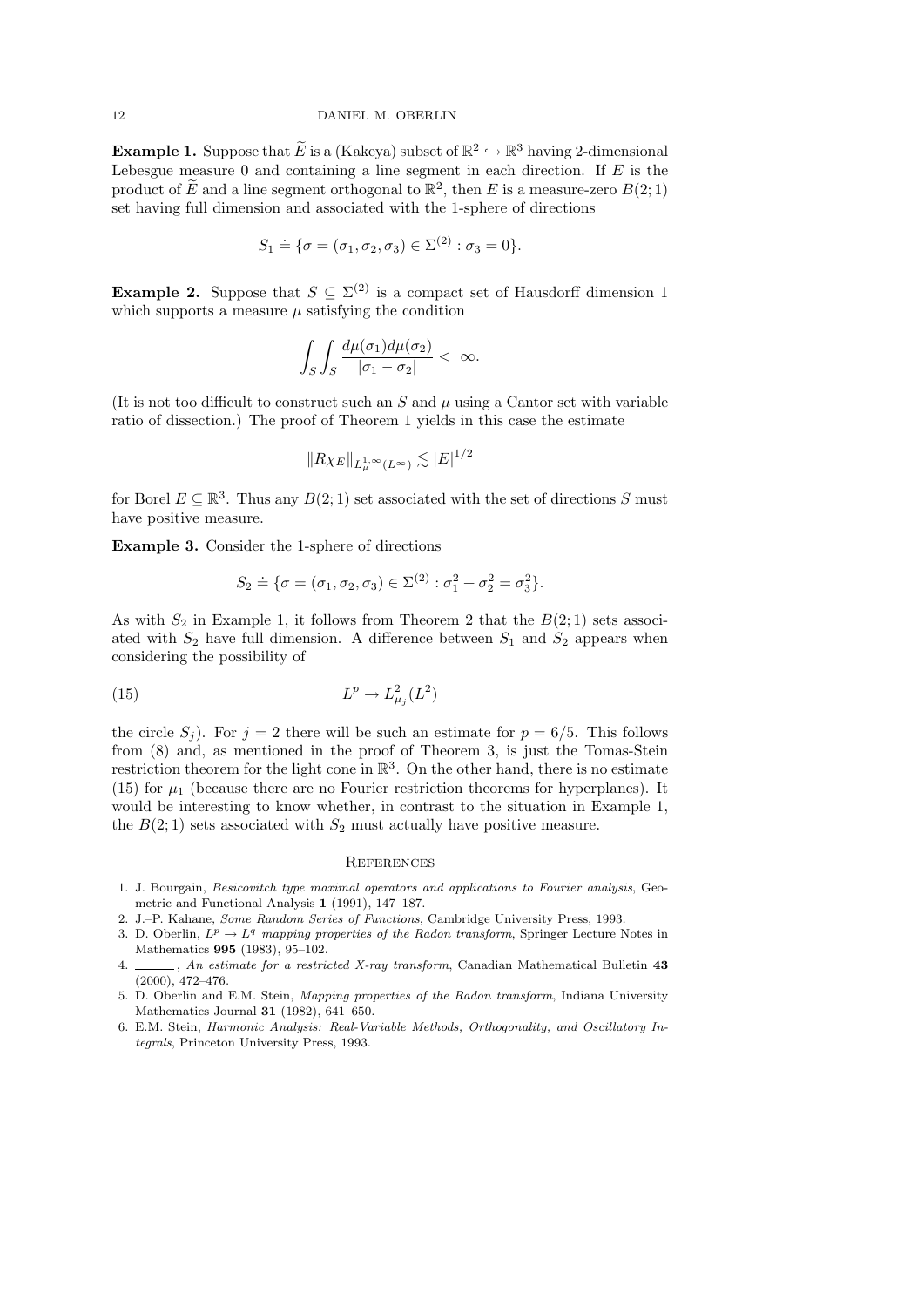**Example 1.** Suppose that $\widetilde{E}$ is a (Kakeya) subset of $\mathbb{R}^2 \hookrightarrow \mathbb{R}^3$ having 2-dimensional Lebesgue measure 0 and containing a line segment in each direction. If $E$ is the product of $\widetilde{E}$ and a line segment orthogonal to $\mathbb{R}^2$, then $E$ is a measure-zero $B(2;1)$ set having full dimension and associated with the 1-sphere of directions

$$S_1 \doteq \{\sigma = (\sigma_1, \sigma_2, \sigma_3) \in \Sigma^{(2)} : \sigma_3 = 0\}.$$

**Example 2.** Suppose that $S \subseteq \Sigma^{(2)}$ is a compact set of Hausdorff dimension 1 which supports a measure $\mu$ satisfying the condition

$$\int_S \int_S \frac{d\mu(\sigma_1) d\mu(\sigma_2)}{|\sigma_1 - \sigma_2|} < \infty.$$

(It is not too difficult to construct such an $S$ and $\mu$ using a Cantor set with variable ratio of dissection.) The proof of Theorem 1 yields in this case the estimate

$$\|R\chi_E\|_{L^{1,\infty}_\mu(L^\infty)} \lesssim |E|^{1/2}$$

for Borel $E \subseteq \mathbb{R}^3$. Thus any $B(2;1)$ set associated with the set of directions $S$ must have positive measure.

**Example 3.** Consider the 1-sphere of directions

$$S_2 \doteq \{\sigma = (\sigma_1, \sigma_2, \sigma_3) \in \Sigma^{(2)} : \sigma_1^2 + \sigma_2^2 = \sigma_3^2\}.$$

As with $S_2$ in Example 1, it follows from Theorem 2 that the $B(2;1)$ sets associated with $S_2$ have full dimension. A difference between $S_1$ and $S_2$ appears when considering the possibility of

$$L^p \to L^2_{\mu_j}(L^2) \tag{15}$$

the circle $S_j$). For $j = 2$ there will be such an estimate for $p = 6/5$. This follows from (8) and, as mentioned in the proof of Theorem 3, is just the Tomas-Stein restriction theorem for the light cone in $\mathbb{R}^3$. On the other hand, there is no estimate (15) for $\mu_1$ (because there are no Fourier restriction theorems for hyperplanes). It would be interesting to know whether, in contrast to the situation in Example 1, the $B(2;1)$ sets associated with $S_2$ must actually have positive measure.

## References

1. J. Bourgain, *Besicovitch type maximal operators and applications to Fourier analysis*, Geometric and Functional Analysis **1** (1991), 147–187.
2. J.–P. Kahane, *Some Random Series of Functions*, Cambridge University Press, 1993.
3. D. Oberlin, *$L^p \to L^q$ mapping properties of the Radon transform*, Springer Lecture Notes in Mathematics **995** (1983), 95–102.
4. ______, *An estimate for a restricted X-ray transform*, Canadian Mathematical Bulletin **43** (2000), 472–476.
5. D. Oberlin and E.M. Stein, *Mapping properties of the Radon transform*, Indiana University Mathematics Journal **31** (1982), 641–650.
6. E.M. Stein, *Harmonic Analysis: Real-Variable Methods, Orthogonality, and Oscillatory Integrals*, Princeton University Press, 1993.